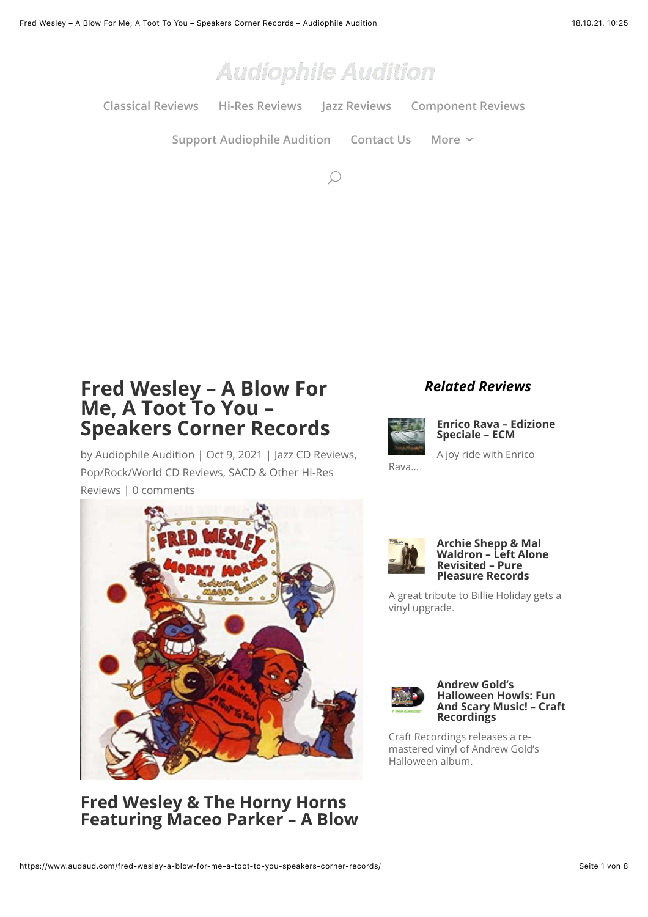# Audiophile Audition

Classical Reviews | Hi-Res Reviews | Jazz Reviews | Component Reviews

Support Audiophile Audition | Contact Us | More

# Fred Wesley – A Blow For Me, A Toot To You – Speakers Corner Records

by Audiophile Audition | Oct 9, 2021 | Jazz CD Reviews, Pop/Rock/World CD Reviews, SACD & Other Hi-Res Reviews | 0 comments

## Fred Wesley & The Horny Horns Featuring Maceo Parker – A Blow

### *Related Reviews*

**Enrico Rava – Edizione Speciale – ECM**

A joy ride with Enrico Rava…

**Archie Shepp & Mal Waldron – Left Alone Revisited – Pure Pleasure Records**

A great tribute to Billie Holiday gets a vinyl upgrade.

**Andrew Gold's Halloween Howls: Fun And Scary Music! – Craft Recordings**

Craft Recordings releases a re-mastered vinyl of Andrew Gold's Halloween album.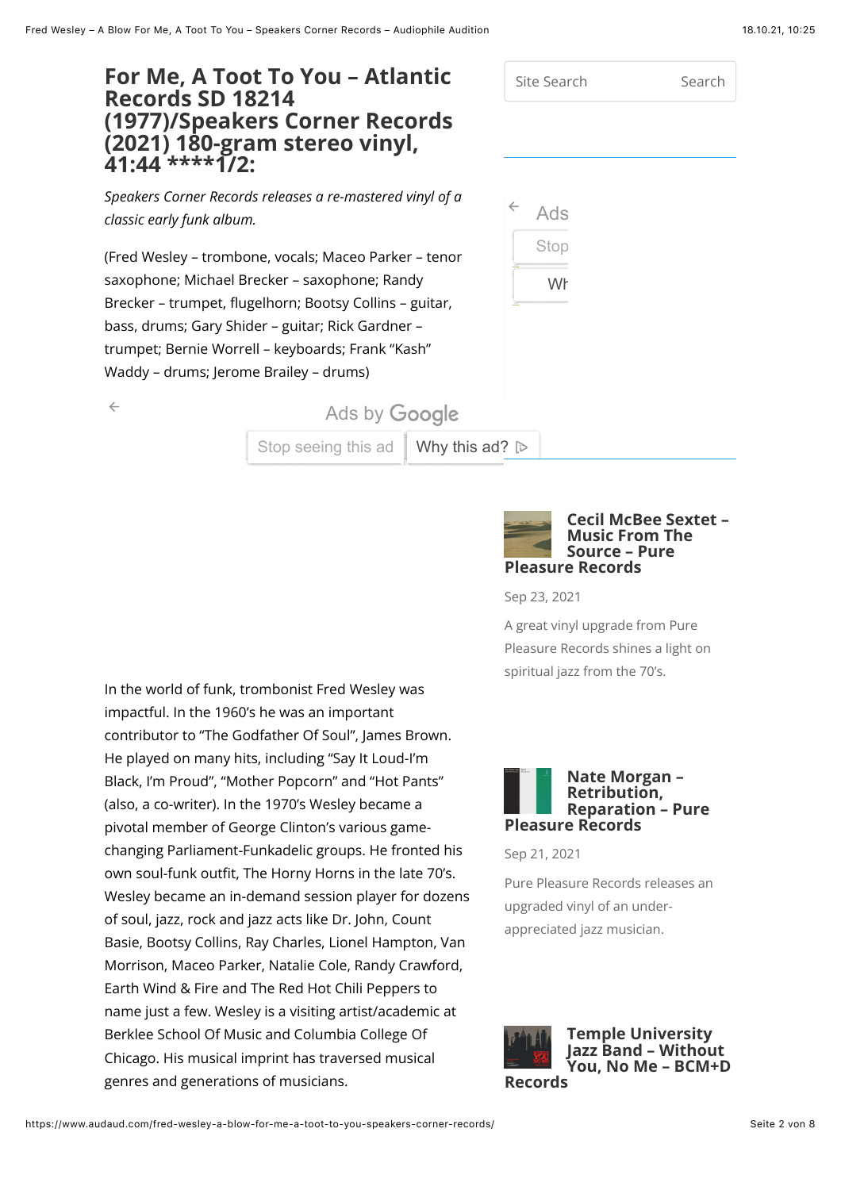# For Me, A Toot To You – Atlantic Records SD 18214 (1977)/Speakers Corner Records (2021) 180-gram stereo vinyl, 41:44 ****1/2:

*Speakers Corner Records releases a re-mastered vinyl of a classic early funk album.*

(Fred Wesley – trombone, vocals; Maceo Parker – tenor saxophone; Michael Brecker – saxophone; Randy Brecker – trumpet, flugelhorn; Bootsy Collins – guitar, bass, drums; Gary Shider – guitar; Rick Gardner – trumpet; Bernie Worrell – keyboards; Frank "Kash" Waddy – drums; Jerome Brailey – drums)

In the world of funk, trombonist Fred Wesley was impactful. In the 1960's he was an important contributor to "The Godfather Of Soul", James Brown. He played on many hits, including "Say It Loud-I'm Black, I'm Proud", "Mother Popcorn" and "Hot Pants" (also, a co-writer). In the 1970's Wesley became a pivotal member of George Clinton's various game-changing Parliament-Funkadelic groups. He fronted his own soul-funk outfit, The Horny Horns in the late 70's. Wesley became an in-demand session player for dozens of soul, jazz, rock and jazz acts like Dr. John, Count Basie, Bootsy Collins, Ray Charles, Lionel Hampton, Van Morrison, Maceo Parker, Natalie Cole, Randy Crawford, Earth Wind & Fire and The Red Hot Chili Peppers to name just a few. Wesley is a visiting artist/academic at Berklee School Of Music and Columbia College Of Chicago. His musical imprint has traversed musical genres and generations of musicians.

### Cecil McBee Sextet – Music From The Source – Pure Pleasure Records

Sep 23, 2021

A great vinyl upgrade from Pure Pleasure Records shines a light on spiritual jazz from the 70's.

### Nate Morgan – Retribution, Reparation – Pure Pleasure Records

Sep 21, 2021

Pure Pleasure Records releases an upgraded vinyl of an under-appreciated jazz musician.

### Temple University Jazz Band – Without You, No Me – BCM+D Records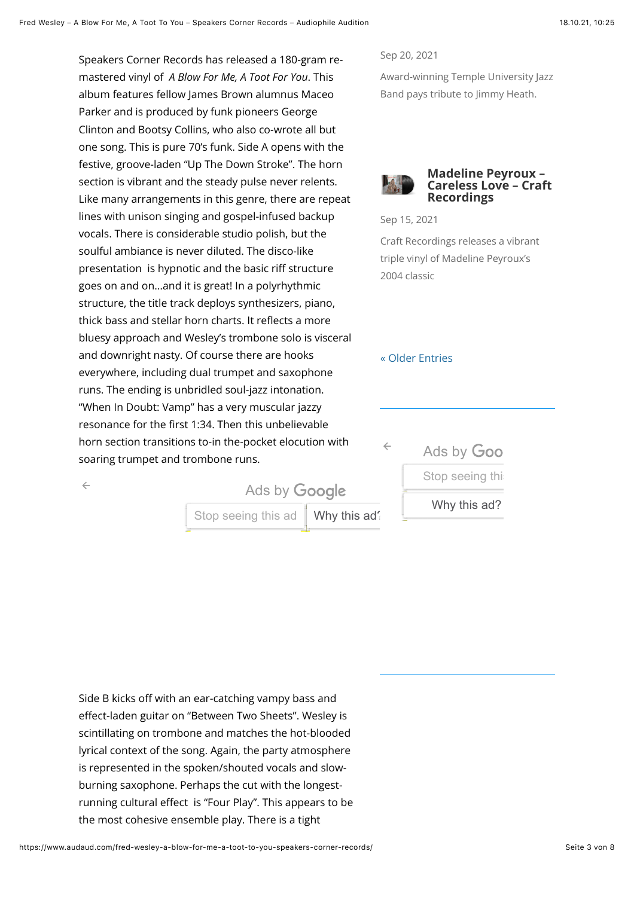Speakers Corner Records has released a 180-gram re-mastered vinyl of *A Blow For Me, A Toot For You*. This album features fellow James Brown alumnus Maceo Parker and is produced by funk pioneers George Clinton and Bootsy Collins, who also co-wrote all but one song. This is pure 70's funk. Side A opens with the festive, groove-laden "Up The Down Stroke". The horn section is vibrant and the steady pulse never relents. Like many arrangements in this genre, there are repeat lines with unison singing and gospel-infused backup vocals. There is considerable studio polish, but the soulful ambiance is never diluted. The disco-like presentation is hypnotic and the basic riff structure goes on and on…and it is great! In a polyrhythmic structure, the title track deploys synthesizers, piano, thick bass and stellar horn charts. It reflects a more bluesy approach and Wesley's trombone solo is visceral and downright nasty. Of course there are hooks everywhere, including dual trumpet and saxophone runs. The ending is unbridled soul-jazz intonation. "When In Doubt: Vamp" has a very muscular jazzy resonance for the first 1:34. Then this unbelievable horn section transitions to-in the-pocket elocution with soaring trumpet and trombone runs.

Side B kicks off with an ear-catching vampy bass and effect-laden guitar on "Between Two Sheets". Wesley is scintillating on trombone and matches the hot-blooded lyrical context of the song. Again, the party atmosphere is represented in the spoken/shouted vocals and slow-burning saxophone. Perhaps the cut with the longest-running cultural effect is "Four Play". This appears to be the most cohesive ensemble play. There is a tight

Sep 20, 2021

Award-winning Temple University Jazz Band pays tribute to Jimmy Heath.

### Madeline Peyroux – Careless Love – Craft Recordings

Sep 15, 2021

Craft Recordings releases a vibrant triple vinyl of Madeline Peyroux's 2004 classic

« Older Entries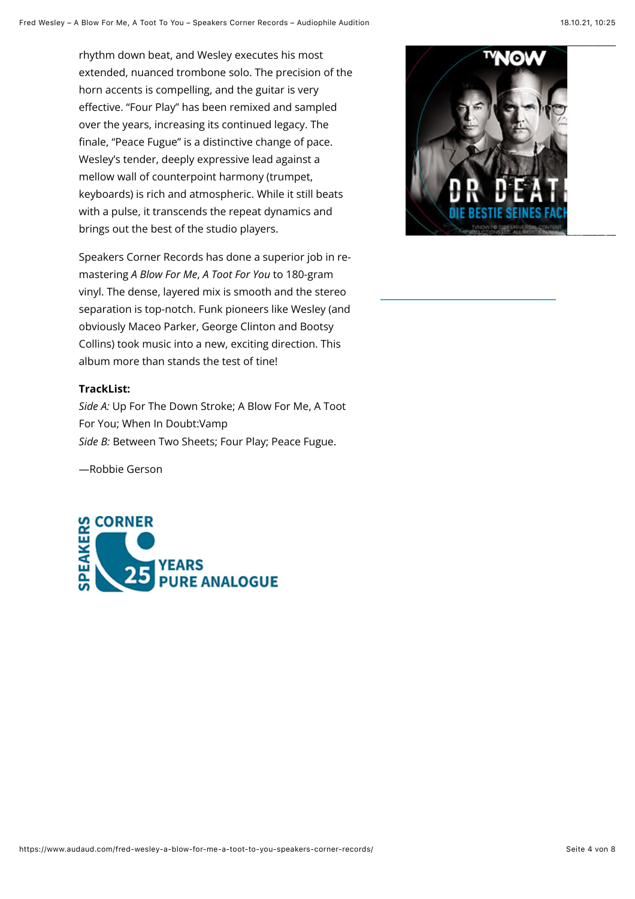rhythm down beat, and Wesley executes his most extended, nuanced trombone solo. The precision of the horn accents is compelling, and the guitar is very effective. "Four Play" has been remixed and sampled over the years, increasing its continued legacy. The finale, "Peace Fugue" is a distinctive change of pace. Wesley's tender, deeply expressive lead against a mellow wall of counterpoint harmony (trumpet, keyboards) is rich and atmospheric. While it still beats with a pulse, it transcends the repeat dynamics and brings out the best of the studio players.

Speakers Corner Records has done a superior job in re-mastering *A Blow For Me*, *A Toot For You* to 180-gram vinyl. The dense, layered mix is smooth and the stereo separation is top-notch. Funk pioneers like Wesley (and obviously Maceo Parker, George Clinton and Bootsy Collins) took music into a new, exciting direction. This album more than stands the test of tine!

**TrackList:**
*Side A:* Up For The Down Stroke; A Blow For Me, A Toot For You; When In Doubt:Vamp
*Side B:* Between Two Sheets; Four Play; Peace Fugue.

—Robbie Gerson

SPEAKERS CORNER 25 YEARS PURE ANALOGUE